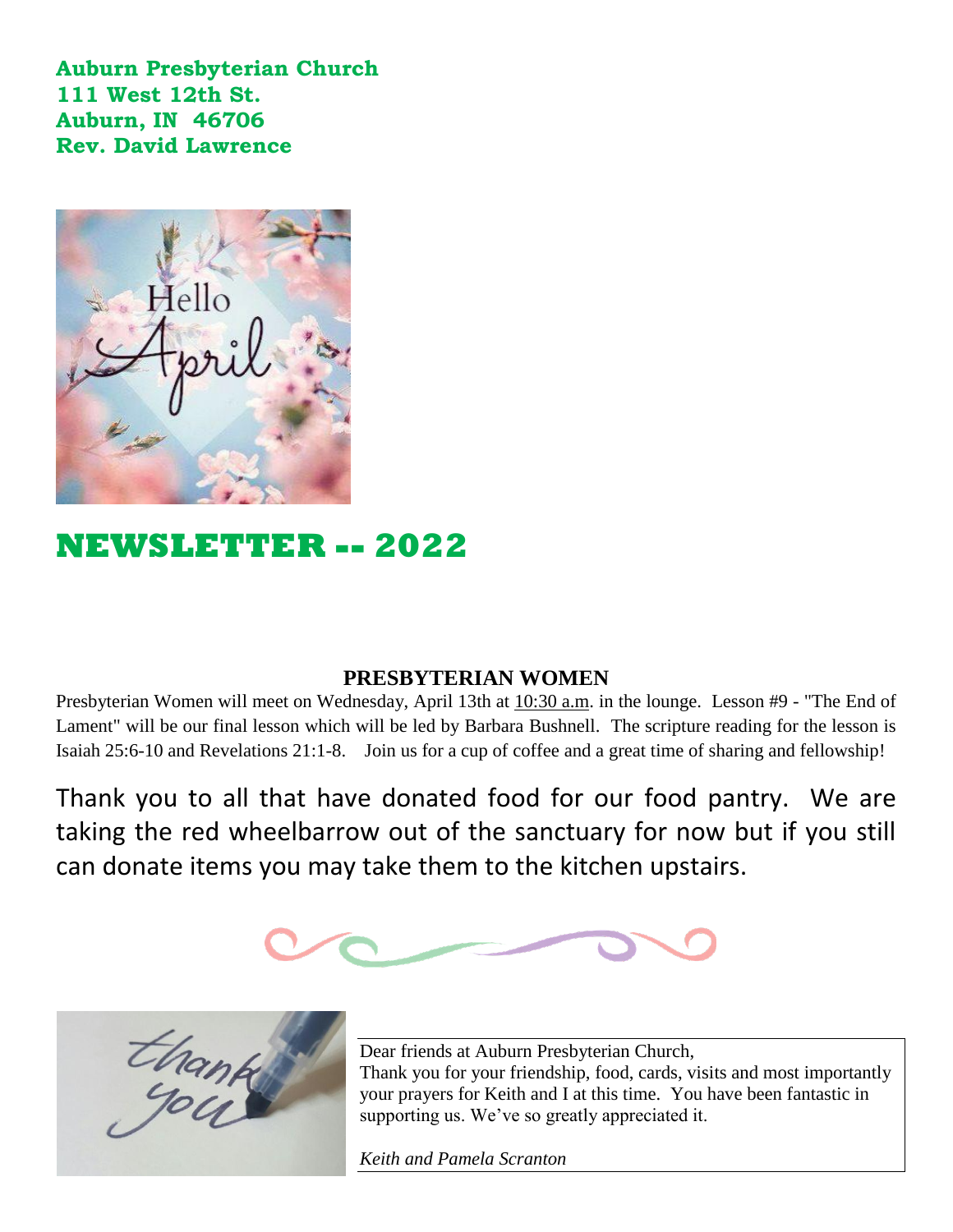**Auburn Presbyterian Church**
**111 West 12th St.**
**Auburn, IN 46706**
**Rev. David Lawrence**

# NEWSLETTER -- 2022

## PRESBYTERIAN WOMEN

Presbyterian Women will meet on Wednesday, April 13th at 10:30 a.m. in the lounge. Lesson #9 - "The End of Lament" will be our final lesson which will be led by Barbara Bushnell. The scripture reading for the lesson is Isaiah 25:6-10 and Revelations 21:1-8. Join us for a cup of coffee and a great time of sharing and fellowship!

Thank you to all that have donated food for our food pantry. We are taking the red wheelbarrow out of the sanctuary for now but if you still can donate items you may take them to the kitchen upstairs.

Dear friends at Auburn Presbyterian Church,
Thank you for your friendship, food, cards, visits and most importantly your prayers for Keith and I at this time. You have been fantastic in supporting us. We've so greatly appreciated it.

*Keith and Pamela Scranton*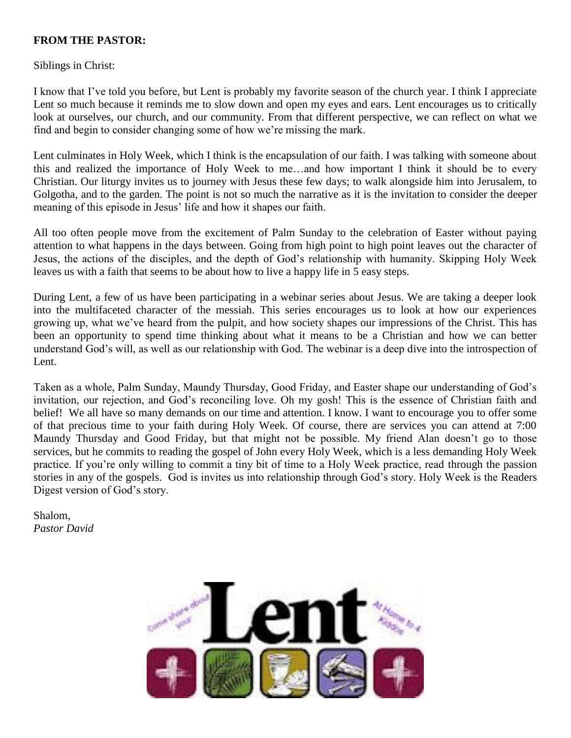**FROM THE PASTOR:**

Siblings in Christ:

I know that I've told you before, but Lent is probably my favorite season of the church year. I think I appreciate Lent so much because it reminds me to slow down and open my eyes and ears. Lent encourages us to critically look at ourselves, our church, and our community. From that different perspective, we can reflect on what we find and begin to consider changing some of how we're missing the mark.

Lent culminates in Holy Week, which I think is the encapsulation of our faith. I was talking with someone about this and realized the importance of Holy Week to me…and how important I think it should be to every Christian. Our liturgy invites us to journey with Jesus these few days; to walk alongside him into Jerusalem, to Golgotha, and to the garden. The point is not so much the narrative as it is the invitation to consider the deeper meaning of this episode in Jesus' life and how it shapes our faith.

All too often people move from the excitement of Palm Sunday to the celebration of Easter without paying attention to what happens in the days between. Going from high point to high point leaves out the character of Jesus, the actions of the disciples, and the depth of God's relationship with humanity. Skipping Holy Week leaves us with a faith that seems to be about how to live a happy life in 5 easy steps.

During Lent, a few of us have been participating in a webinar series about Jesus. We are taking a deeper look into the multifaceted character of the messiah. This series encourages us to look at how our experiences growing up, what we've heard from the pulpit, and how society shapes our impressions of the Christ. This has been an opportunity to spend time thinking about what it means to be a Christian and how we can better understand God's will, as well as our relationship with God. The webinar is a deep dive into the introspection of Lent.

Taken as a whole, Palm Sunday, Maundy Thursday, Good Friday, and Easter shape our understanding of God's invitation, our rejection, and God's reconciling love. Oh my gosh! This is the essence of Christian faith and belief! We all have so many demands on our time and attention. I know. I want to encourage you to offer some of that precious time to your faith during Holy Week. Of course, there are services you can attend at 7:00 Maundy Thursday and Good Friday, but that might not be possible. My friend Alan doesn't go to those services, but he commits to reading the gospel of John every Holy Week, which is a less demanding Holy Week practice. If you're only willing to commit a tiny bit of time to a Holy Week practice, read through the passion stories in any of the gospels. God is invites us into relationship through God's story. Holy Week is the Readers Digest version of God's story.

Shalom,
*Pastor David*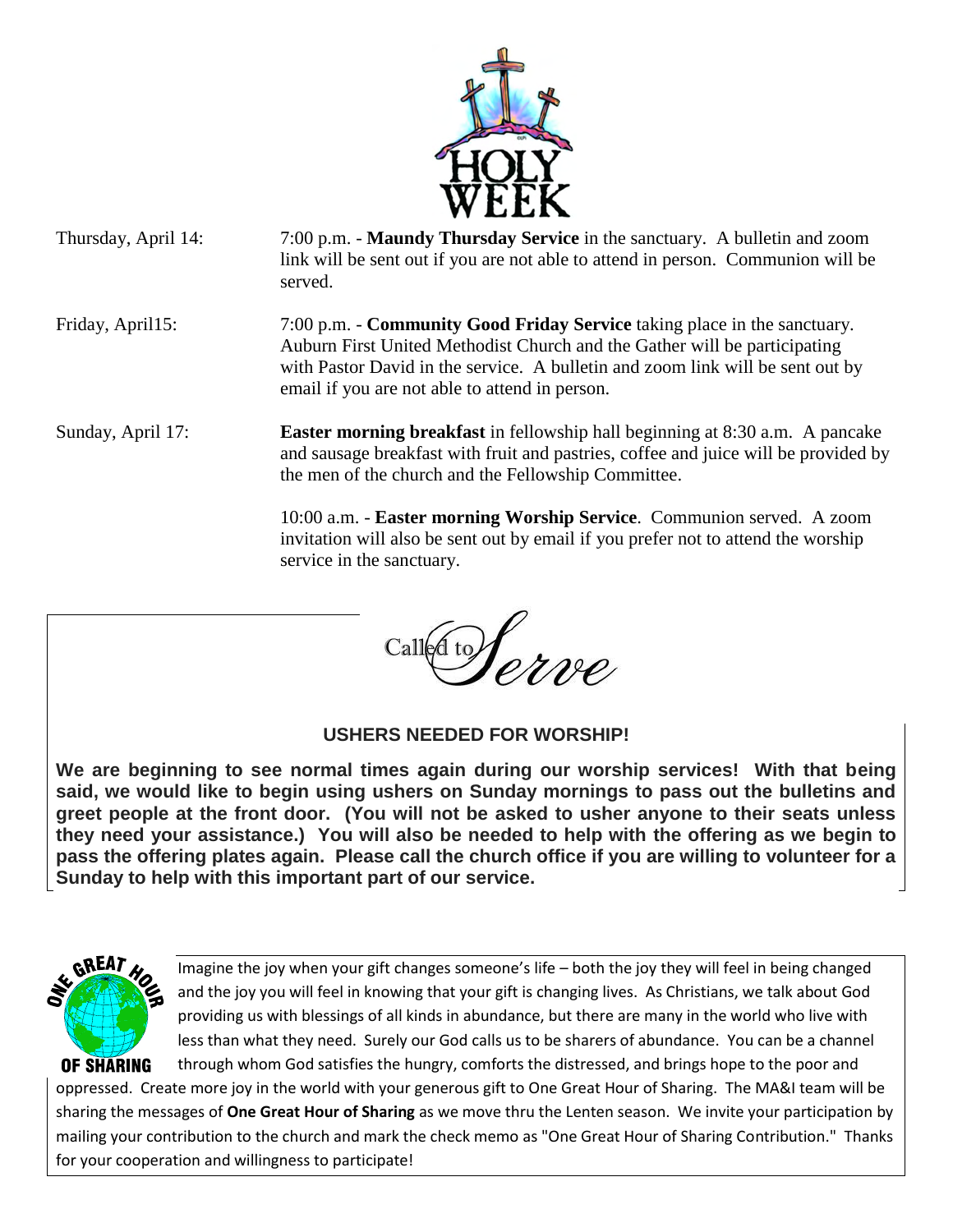# HOLY WEEK

Thursday, April 14: 7:00 p.m. - **Maundy Thursday Service** in the sanctuary. A bulletin and zoom link will be sent out if you are not able to attend in person. Communion will be served.

Friday, April15: 7:00 p.m. - **Community Good Friday Service** taking place in the sanctuary. Auburn First United Methodist Church and the Gather will be participating with Pastor David in the service. A bulletin and zoom link will be sent out by email if you are not able to attend in person.

Sunday, April 17: **Easter morning breakfast** in fellowship hall beginning at 8:30 a.m. A pancake and sausage breakfast with fruit and pastries, coffee and juice will be provided by the men of the church and the Fellowship Committee.

10:00 a.m. - **Easter morning Worship Service**. Communion served. A zoom invitation will also be sent out by email if you prefer not to attend the worship service in the sanctuary.

## Called to Serve

### USHERS NEEDED FOR WORSHIP!

**We are beginning to see normal times again during our worship services! With that being said, we would like to begin using ushers on Sunday mornings to pass out the bulletins and greet people at the front door. (You will not be asked to usher anyone to their seats unless they need your assistance.) You will also be needed to help with the offering as we begin to pass the offering plates again. Please call the church office if you are willing to volunteer for a Sunday to help with this important part of our service.**

## One Great Hour of Sharing

Imagine the joy when your gift changes someone's life – both the joy they will feel in being changed and the joy you will feel in knowing that your gift is changing lives. As Christians, we talk about God providing us with blessings of all kinds in abundance, but there are many in the world who live with less than what they need. Surely our God calls us to be sharers of abundance. You can be a channel through whom God satisfies the hungry, comforts the distressed, and brings hope to the poor and oppressed. Create more joy in the world with your generous gift to One Great Hour of Sharing. The MA&I team will be sharing the messages of **One Great Hour of Sharing** as we move thru the Lenten season. We invite your participation by mailing your contribution to the church and mark the check memo as "One Great Hour of Sharing Contribution." Thanks for your cooperation and willingness to participate!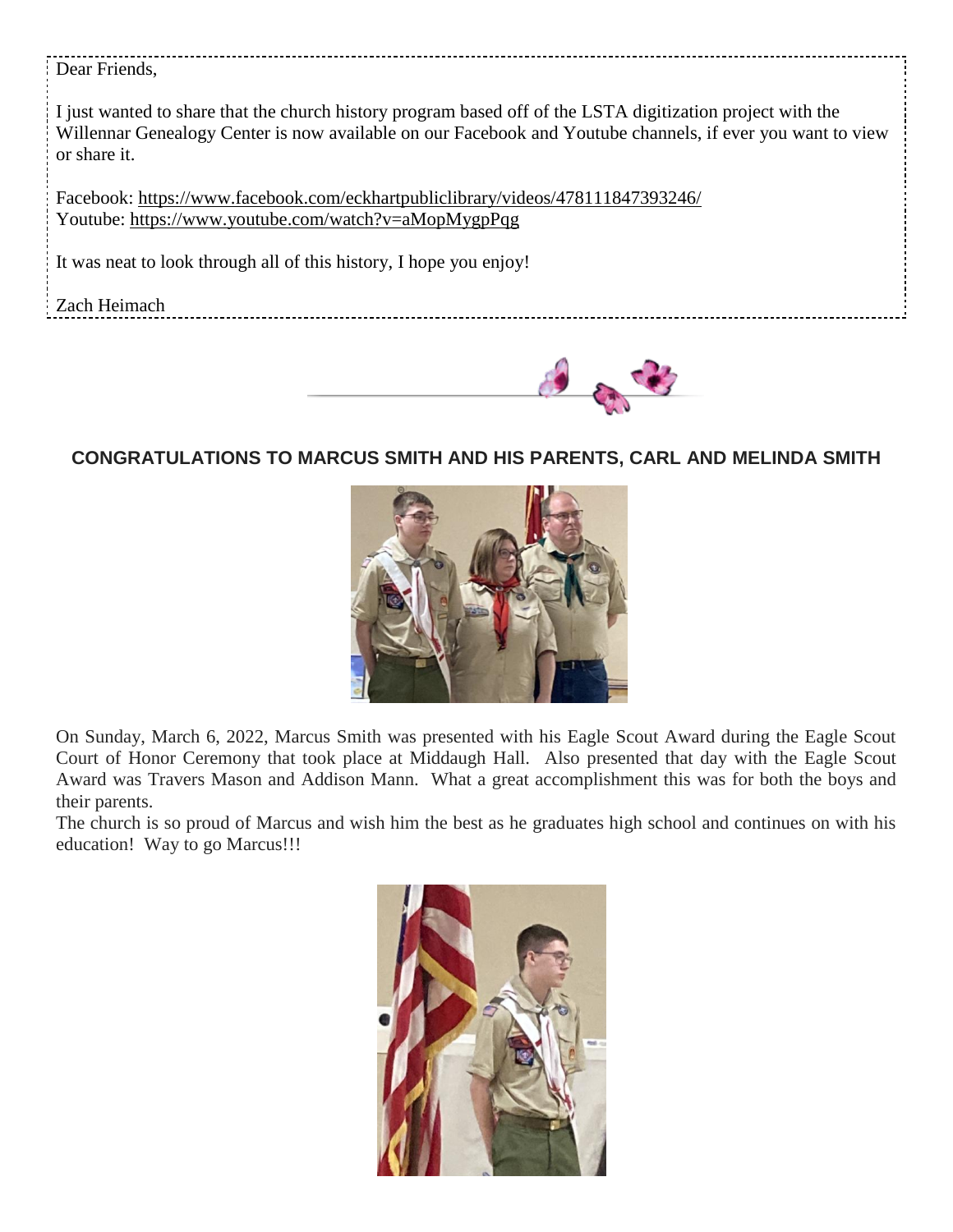Dear Friends,

I just wanted to share that the church history program based off of the LSTA digitization project with the Willennar Genealogy Center is now available on our Facebook and Youtube channels, if ever you want to view or share it.

Facebook: https://www.facebook.com/eckhartpubliclibrary/videos/478111847393246/
Youtube: https://www.youtube.com/watch?v=aMopMygpPqg

It was neat to look through all of this history, I hope you enjoy!

Zach Heimach

## CONGRATULATIONS TO MARCUS SMITH AND HIS PARENTS, CARL AND MELINDA SMITH

On Sunday, March 6, 2022, Marcus Smith was presented with his Eagle Scout Award during the Eagle Scout Court of Honor Ceremony that took place at Middaugh Hall. Also presented that day with the Eagle Scout Award was Travers Mason and Addison Mann. What a great accomplishment this was for both the boys and their parents.

The church is so proud of Marcus and wish him the best as he graduates high school and continues on with his education! Way to go Marcus!!!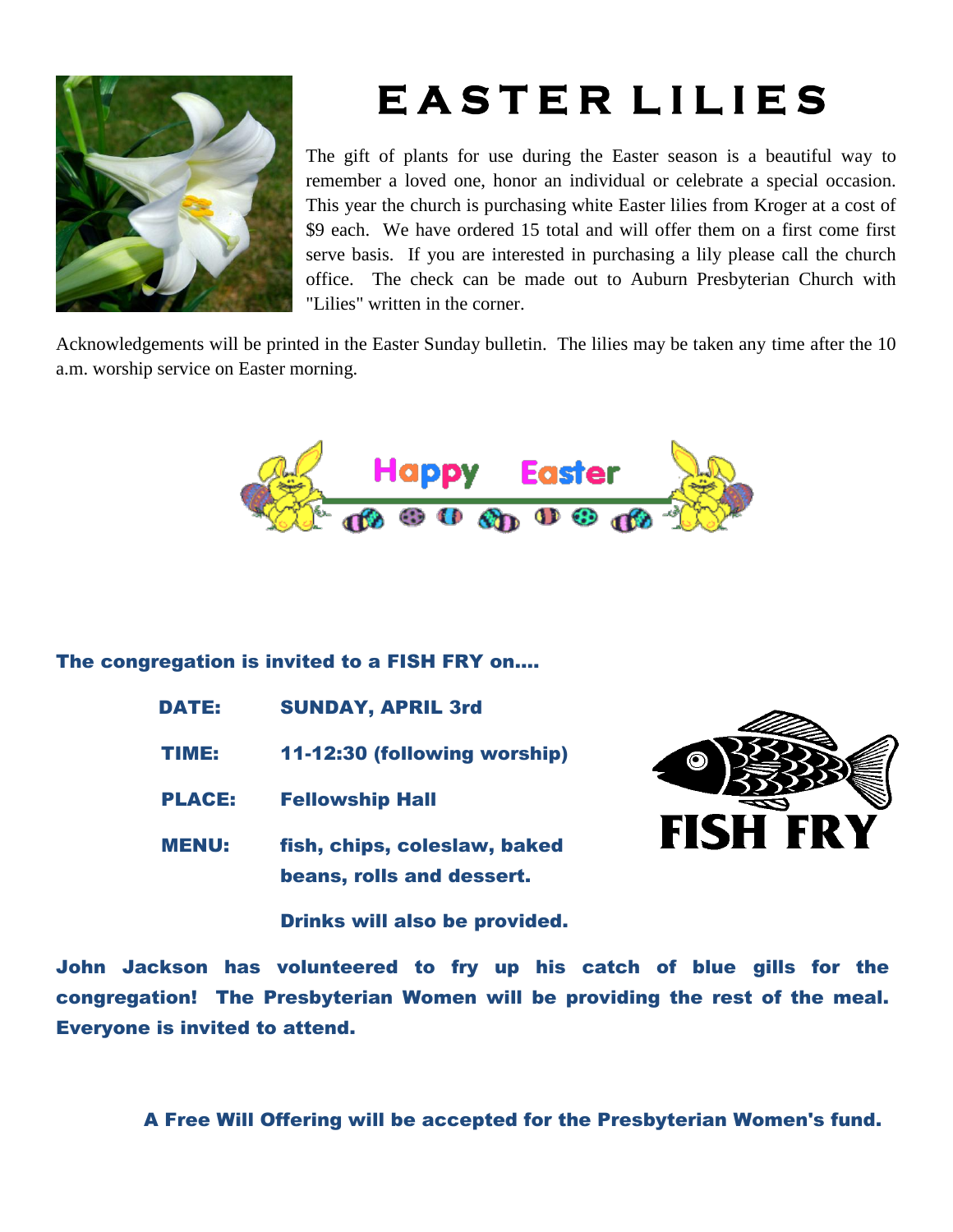# EASTER LILIES

The gift of plants for use during the Easter season is a beautiful way to remember a loved one, honor an individual or celebrate a special occasion. This year the church is purchasing white Easter lilies from Kroger at a cost of $9 each. We have ordered 15 total and will offer them on a first come first serve basis. If you are interested in purchasing a lily please call the church office. The check can be made out to Auburn Presbyterian Church with "Lilies" written in the corner.

Acknowledgements will be printed in the Easter Sunday bulletin. The lilies may be taken any time after the 10 a.m. worship service on Easter morning.

Happy Easter

**The congregation is invited to a FISH FRY on....**

| | |
|---|---|
| **DATE:** | **SUNDAY, APRIL 3rd** |
| **TIME:** | **11-12:30 (following worship)** |
| **PLACE:** | **Fellowship Hall** |
| **MENU:** | **fish, chips, coleslaw, baked beans, rolls and dessert.** |
| | **Drinks will also be provided.** |

**FISH FRY**

**John Jackson has volunteered to fry up his catch of blue gills for the congregation! The Presbyterian Women will be providing the rest of the meal. Everyone is invited to attend.**

**A Free Will Offering will be accepted for the Presbyterian Women's fund.**